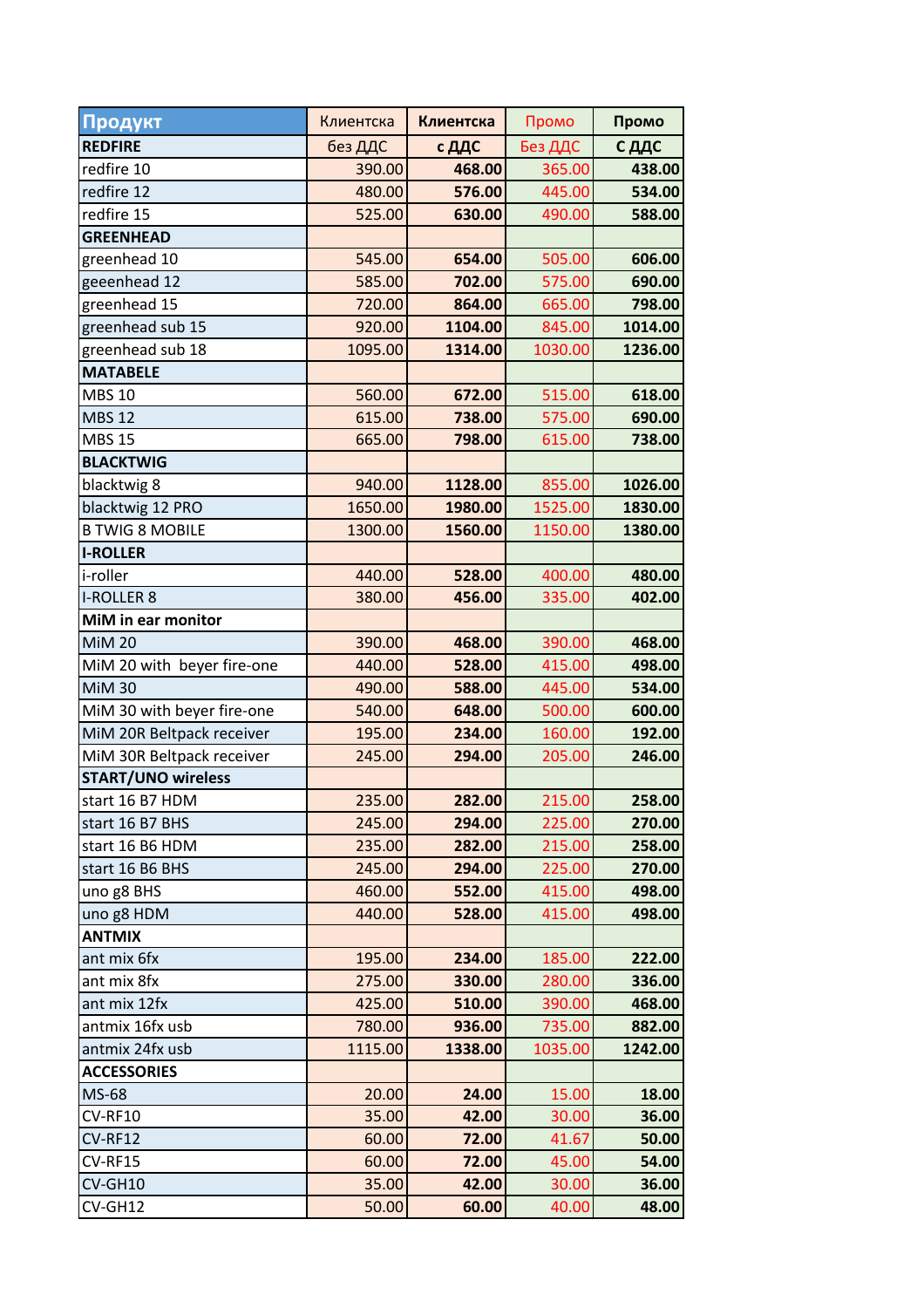| Продукт | Клиентска | Клиентска | Промо | Промо |
|---|---|---|---|---|
| **REDFIRE** | без ДДС | **с ДДС** | Без ДДС | **С ДДС** |
| redfire 10 | 390.00 | **468.00** | 365.00 | **438.00** |
| redfire 12 | 480.00 | **576.00** | 445.00 | **534.00** |
| redfire 15 | 525.00 | **630.00** | 490.00 | **588.00** |
| **GREENHEAD** | | | | |
| greenhead 10 | 545.00 | **654.00** | 505.00 | **606.00** |
| geeenhead 12 | 585.00 | **702.00** | 575.00 | **690.00** |
| greenhead 15 | 720.00 | **864.00** | 665.00 | **798.00** |
| greenhead sub 15 | 920.00 | **1104.00** | 845.00 | **1014.00** |
| greenhead sub 18 | 1095.00 | **1314.00** | 1030.00 | **1236.00** |
| **MATABELE** | | | | |
| MBS 10 | 560.00 | **672.00** | 515.00 | **618.00** |
| MBS 12 | 615.00 | **738.00** | 575.00 | **690.00** |
| MBS 15 | 665.00 | **798.00** | 615.00 | **738.00** |
| **BLACKTWIG** | | | | |
| blacktwig 8 | 940.00 | **1128.00** | 855.00 | **1026.00** |
| blacktwig 12 PRO | 1650.00 | **1980.00** | 1525.00 | **1830.00** |
| B TWIG 8 MOBILE | 1300.00 | **1560.00** | 1150.00 | **1380.00** |
| **I-ROLLER** | | | | |
| i-roller | 440.00 | **528.00** | 400.00 | **480.00** |
| I-ROLLER 8 | 380.00 | **456.00** | 335.00 | **402.00** |
| **MiM in ear monitor** | | | | |
| MiM 20 | 390.00 | **468.00** | 390.00 | **468.00** |
| MiM 20 with beyer fire-one | 440.00 | **528.00** | 415.00 | **498.00** |
| MiM 30 | 490.00 | **588.00** | 445.00 | **534.00** |
| MiM 30 with beyer fire-one | 540.00 | **648.00** | 500.00 | **600.00** |
| MiM 20R Beltpack receiver | 195.00 | **234.00** | 160.00 | **192.00** |
| MiM 30R Beltpack receiver | 245.00 | **294.00** | 205.00 | **246.00** |
| **START/UNO wireless** | | | | |
| start 16 B7 HDM | 235.00 | **282.00** | 215.00 | **258.00** |
| start 16 B7 BHS | 245.00 | **294.00** | 225.00 | **270.00** |
| start 16 B6 HDM | 235.00 | **282.00** | 215.00 | **258.00** |
| start 16 B6 BHS | 245.00 | **294.00** | 225.00 | **270.00** |
| uno g8 BHS | 460.00 | **552.00** | 415.00 | **498.00** |
| uno g8 HDM | 440.00 | **528.00** | 415.00 | **498.00** |
| **ANTMIX** | | | | |
| ant mix 6fx | 195.00 | **234.00** | 185.00 | **222.00** |
| ant mix 8fx | 275.00 | **330.00** | 280.00 | **336.00** |
| ant mix 12fx | 425.00 | **510.00** | 390.00 | **468.00** |
| antmix 16fx usb | 780.00 | **936.00** | 735.00 | **882.00** |
| antmix 24fx usb | 1115.00 | **1338.00** | 1035.00 | **1242.00** |
| **ACCESSORIES** | | | | |
| MS-68 | 20.00 | **24.00** | 15.00 | **18.00** |
| CV-RF10 | 35.00 | **42.00** | 30.00 | **36.00** |
| CV-RF12 | 60.00 | **72.00** | 41.67 | **50.00** |
| CV-RF15 | 60.00 | **72.00** | 45.00 | **54.00** |
| CV-GH10 | 35.00 | **42.00** | 30.00 | **36.00** |
| CV-GH12 | 50.00 | **60.00** | 40.00 | **48.00** |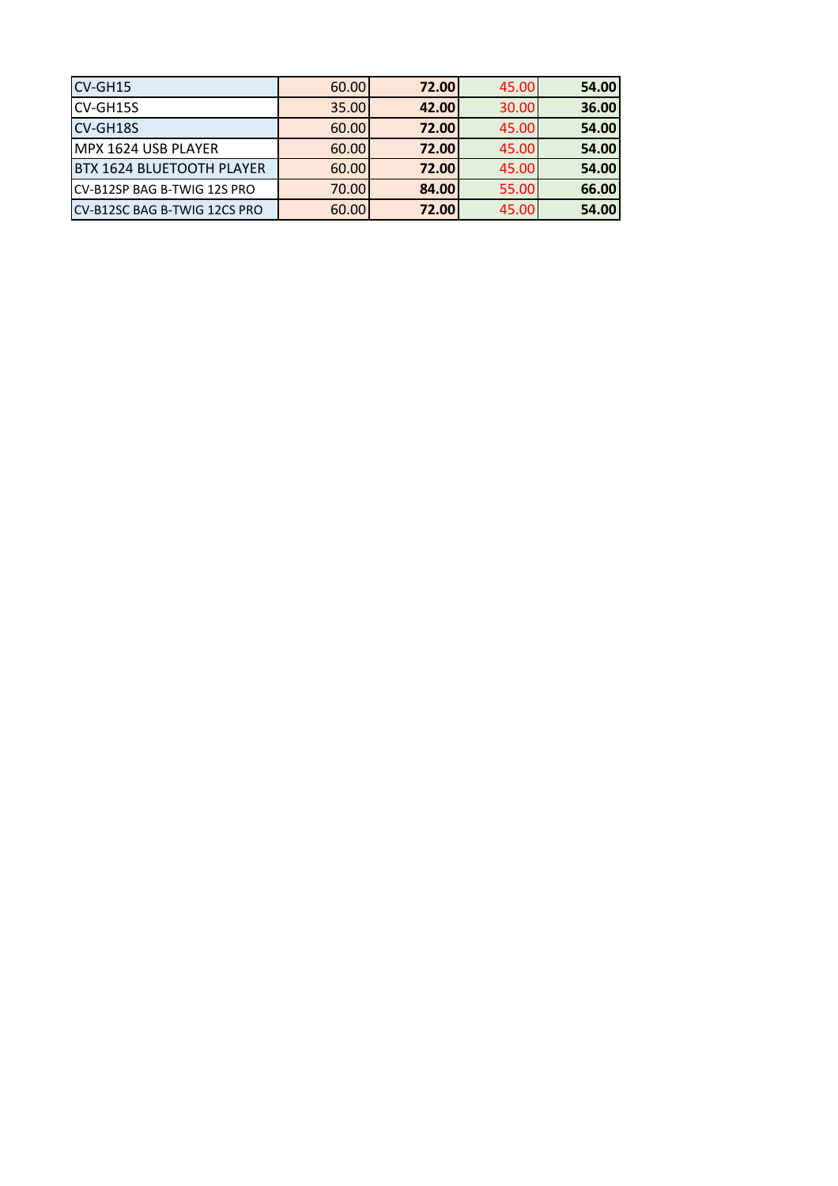| | | | | |
|---|---|---|---|---|
| CV-GH15 | 60.00 | **72.00** | 45.00 | **54.00** |
| CV-GH15S | 35.00 | **42.00** | 30.00 | **36.00** |
| CV-GH18S | 60.00 | **72.00** | 45.00 | **54.00** |
| MPX 1624 USB PLAYER | 60.00 | **72.00** | 45.00 | **54.00** |
| BTX 1624 BLUETOOTH PLAYER | 60.00 | **72.00** | 45.00 | **54.00** |
| CV-B12SP BAG B-TWIG 12S PRO | 70.00 | **84.00** | 55.00 | **66.00** |
| CV-B12SC BAG B-TWIG 12CS PRO | 60.00 | **72.00** | 45.00 | **54.00** |